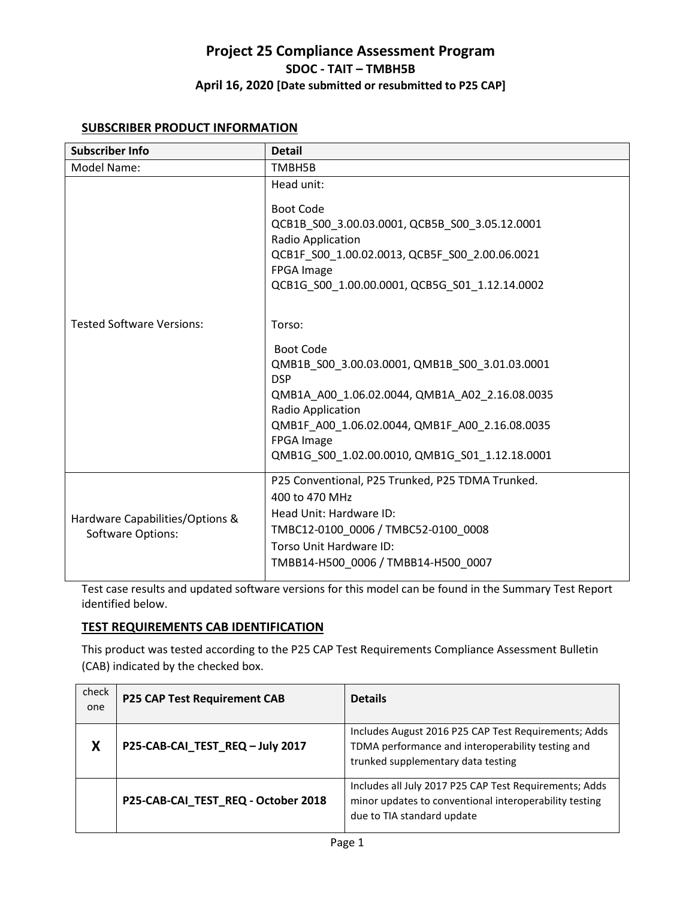# Project 25 Compliance Assessment Program

## SDOC - TAIT – TMBH5B

**April 16, 2020 [Date submitted or resubmitted to P25 CAP]**

### SUBSCRIBER PRODUCT INFORMATION

| Subscriber Info | Detail |
|---|---|
| Model Name: | TMBH5B |
| Tested Software Versions: | Head unit:<br><br>Boot Code<br>QCB1B_S00_3.00.03.0001, QCB5B_S00_3.05.12.0001<br>Radio Application<br>QCB1F_S00_1.00.02.0013, QCB5F_S00_2.00.06.0021<br>FPGA Image<br>QCB1G_S00_1.00.00.0001, QCB5G_S01_1.12.14.0002<br><br>Torso:<br><br>Boot Code<br>QMB1B_S00_3.00.03.0001, QMB1B_S00_3.01.03.0001<br>DSP<br>QMB1A_A00_1.06.02.0044, QMB1A_A02_2.16.08.0035<br>Radio Application<br>QMB1F_A00_1.06.02.0044, QMB1F_A00_2.16.08.0035<br>FPGA Image<br>QMB1G_S00_1.02.00.0010, QMB1G_S01_1.12.18.0001 |
| Hardware Capabilities/Options & Software Options: | P25 Conventional, P25 Trunked, P25 TDMA Trunked.<br>400 to 470 MHz<br>Head Unit: Hardware ID:<br>TMBC12-0100_0006 / TMBC52-0100_0008<br>Torso Unit Hardware ID:<br>TMBB14-H500_0006 / TMBB14-H500_0007 |

Test case results and updated software versions for this model can be found in the Summary Test Report identified below.

### TEST REQUIREMENTS CAB IDENTIFICATION

This product was tested according to the P25 CAP Test Requirements Compliance Assessment Bulletin (CAB) indicated by the checked box.

| check one | P25 CAP Test Requirement CAB | Details |
|---|---|---|
| **X** | **P25-CAB-CAI_TEST_REQ – July 2017** | Includes August 2016 P25 CAP Test Requirements; Adds TDMA performance and interoperability testing and trunked supplementary data testing |
| | **P25-CAB-CAI_TEST_REQ - October 2018** | Includes all July 2017 P25 CAP Test Requirements; Adds minor updates to conventional interoperability testing due to TIA standard update |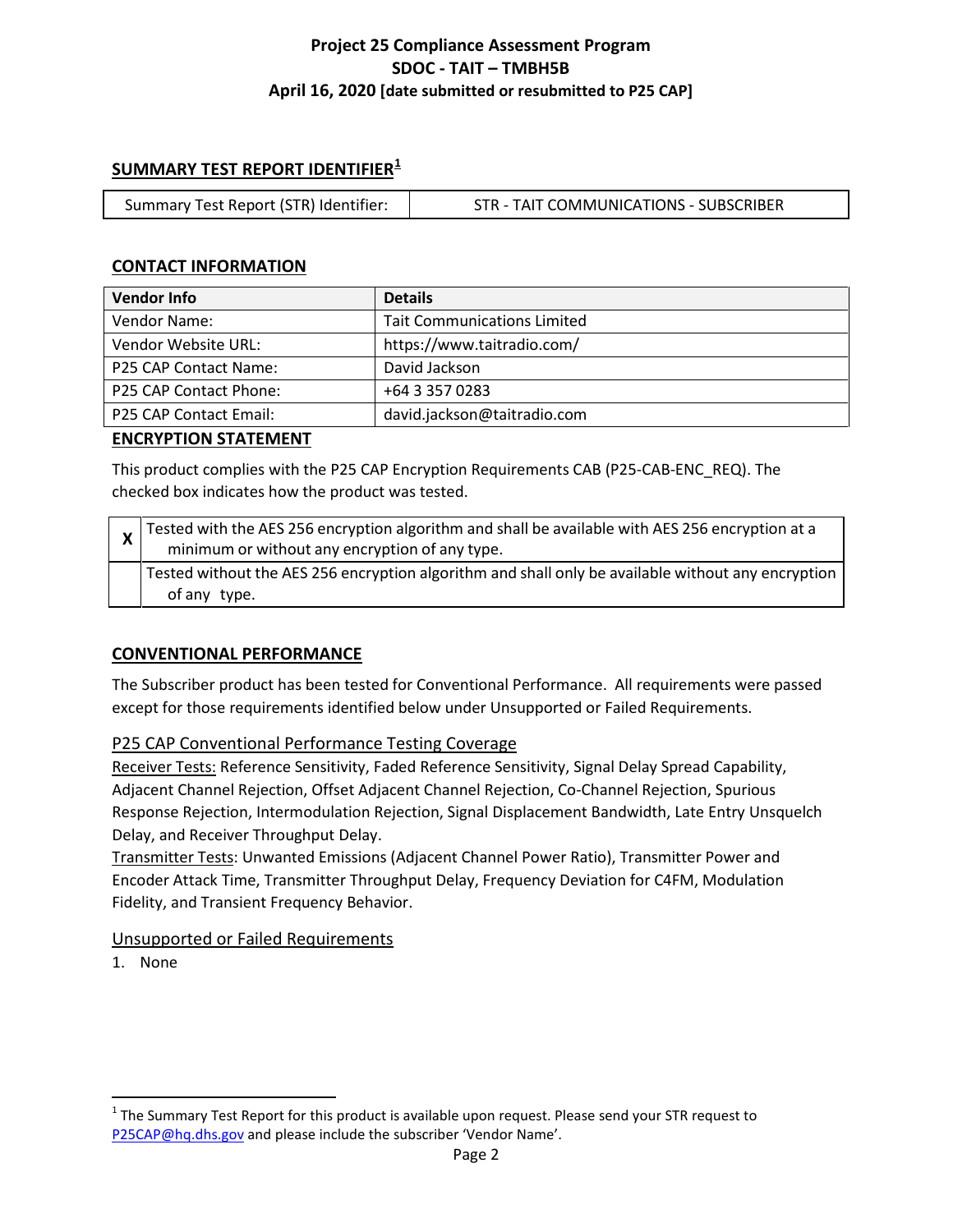**Project 25 Compliance Assessment Program**
**SDOC - TAIT – TMBH5B**
**April 16, 2020 [date submitted or resubmitted to P25 CAP]**

## SUMMARY TEST REPORT IDENTIFIER[1]

| Summary Test Report (STR) Identifier: | STR - TAIT COMMUNICATIONS - SUBSCRIBER |
|---|---|

## CONTACT INFORMATION

| Vendor Info | Details |
|---|---|
| Vendor Name: | Tait Communications Limited |
| Vendor Website URL: | https://www.taitradio.com/ |
| P25 CAP Contact Name: | David Jackson |
| P25 CAP Contact Phone: | +64 3 357 0283 |
| P25 CAP Contact Email: | david.jackson@taitradio.com |

## ENCRYPTION STATEMENT

This product complies with the P25 CAP Encryption Requirements CAB (P25-CAB-ENC_REQ). The checked box indicates how the product was tested.

| | |
|---|---|
| X | Tested with the AES 256 encryption algorithm and shall be available with AES 256 encryption at a minimum or without any encryption of any type. |
| | Tested without the AES 256 encryption algorithm and shall only be available without any encryption of any type. |

## CONVENTIONAL PERFORMANCE

The Subscriber product has been tested for Conventional Performance. All requirements were passed except for those requirements identified below under Unsupported or Failed Requirements.

### P25 CAP Conventional Performance Testing Coverage

Receiver Tests: Reference Sensitivity, Faded Reference Sensitivity, Signal Delay Spread Capability, Adjacent Channel Rejection, Offset Adjacent Channel Rejection, Co-Channel Rejection, Spurious Response Rejection, Intermodulation Rejection, Signal Displacement Bandwidth, Late Entry Unsquelch Delay, and Receiver Throughput Delay.

Transmitter Tests: Unwanted Emissions (Adjacent Channel Power Ratio), Transmitter Power and Encoder Attack Time, Transmitter Throughput Delay, Frequency Deviation for C4FM, Modulation Fidelity, and Transient Frequency Behavior.

### Unsupported or Failed Requirements

1. None

[1] The Summary Test Report for this product is available upon request. Please send your STR request to P25CAP@hq.dhs.gov and please include the subscriber 'Vendor Name'.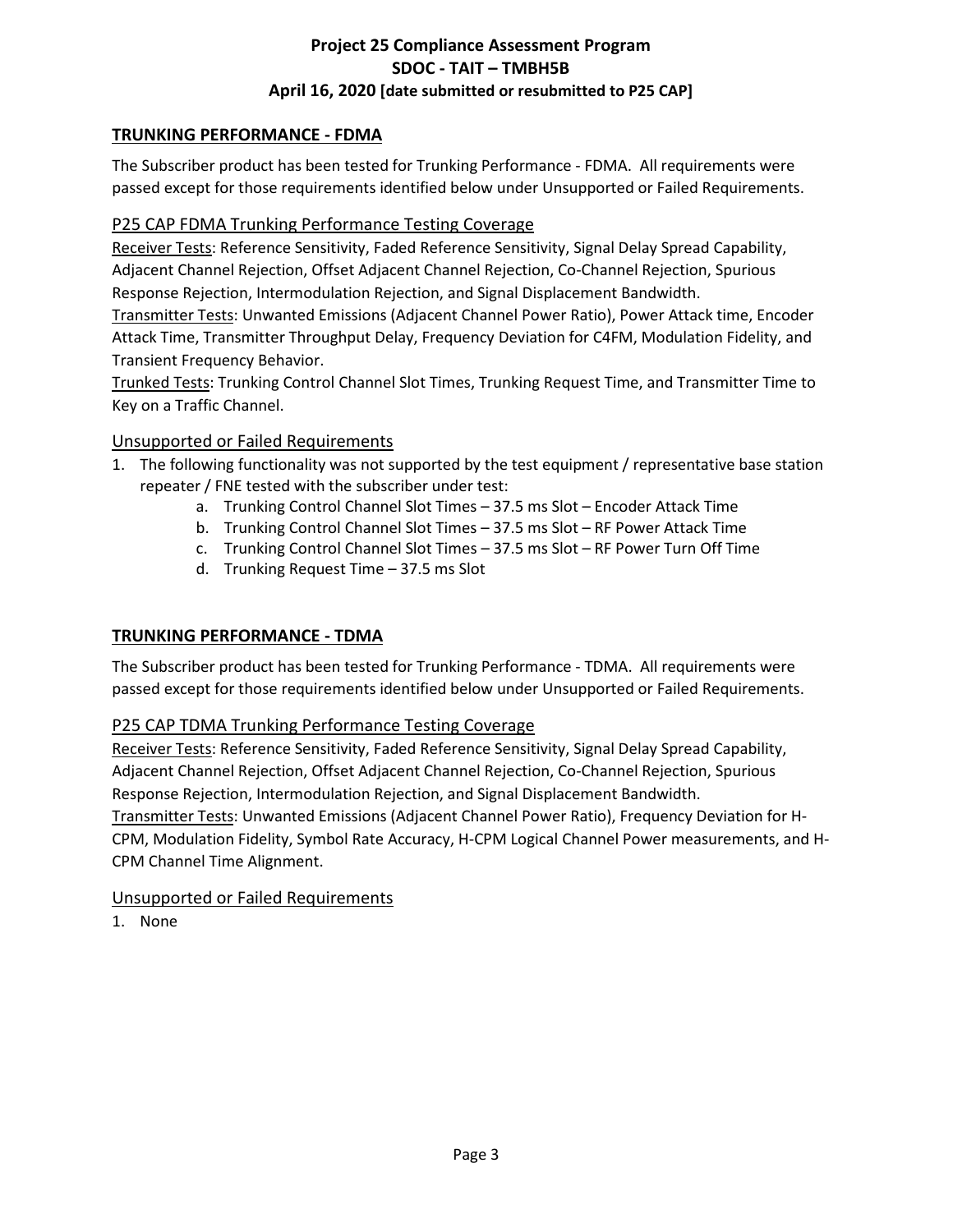## TRUNKING PERFORMANCE - FDMA

The Subscriber product has been tested for Trunking Performance - FDMA. All requirements were passed except for those requirements identified below under Unsupported or Failed Requirements.

### P25 CAP FDMA Trunking Performance Testing Coverage

Receiver Tests: Reference Sensitivity, Faded Reference Sensitivity, Signal Delay Spread Capability, Adjacent Channel Rejection, Offset Adjacent Channel Rejection, Co-Channel Rejection, Spurious Response Rejection, Intermodulation Rejection, and Signal Displacement Bandwidth.
Transmitter Tests: Unwanted Emissions (Adjacent Channel Power Ratio), Power Attack time, Encoder Attack Time, Transmitter Throughput Delay, Frequency Deviation for C4FM, Modulation Fidelity, and Transient Frequency Behavior.
Trunked Tests: Trunking Control Channel Slot Times, Trunking Request Time, and Transmitter Time to Key on a Traffic Channel.

### Unsupported or Failed Requirements

1. The following functionality was not supported by the test equipment / representative base station repeater / FNE tested with the subscriber under test:
    a. Trunking Control Channel Slot Times – 37.5 ms Slot – Encoder Attack Time
    b. Trunking Control Channel Slot Times – 37.5 ms Slot – RF Power Attack Time
    c. Trunking Control Channel Slot Times – 37.5 ms Slot – RF Power Turn Off Time
    d. Trunking Request Time – 37.5 ms Slot

## TRUNKING PERFORMANCE - TDMA

The Subscriber product has been tested for Trunking Performance - TDMA. All requirements were passed except for those requirements identified below under Unsupported or Failed Requirements.

### P25 CAP TDMA Trunking Performance Testing Coverage

Receiver Tests: Reference Sensitivity, Faded Reference Sensitivity, Signal Delay Spread Capability, Adjacent Channel Rejection, Offset Adjacent Channel Rejection, Co-Channel Rejection, Spurious Response Rejection, Intermodulation Rejection, and Signal Displacement Bandwidth.
Transmitter Tests: Unwanted Emissions (Adjacent Channel Power Ratio), Frequency Deviation for H-CPM, Modulation Fidelity, Symbol Rate Accuracy, H-CPM Logical Channel Power measurements, and H-CPM Channel Time Alignment.

### Unsupported or Failed Requirements

1. None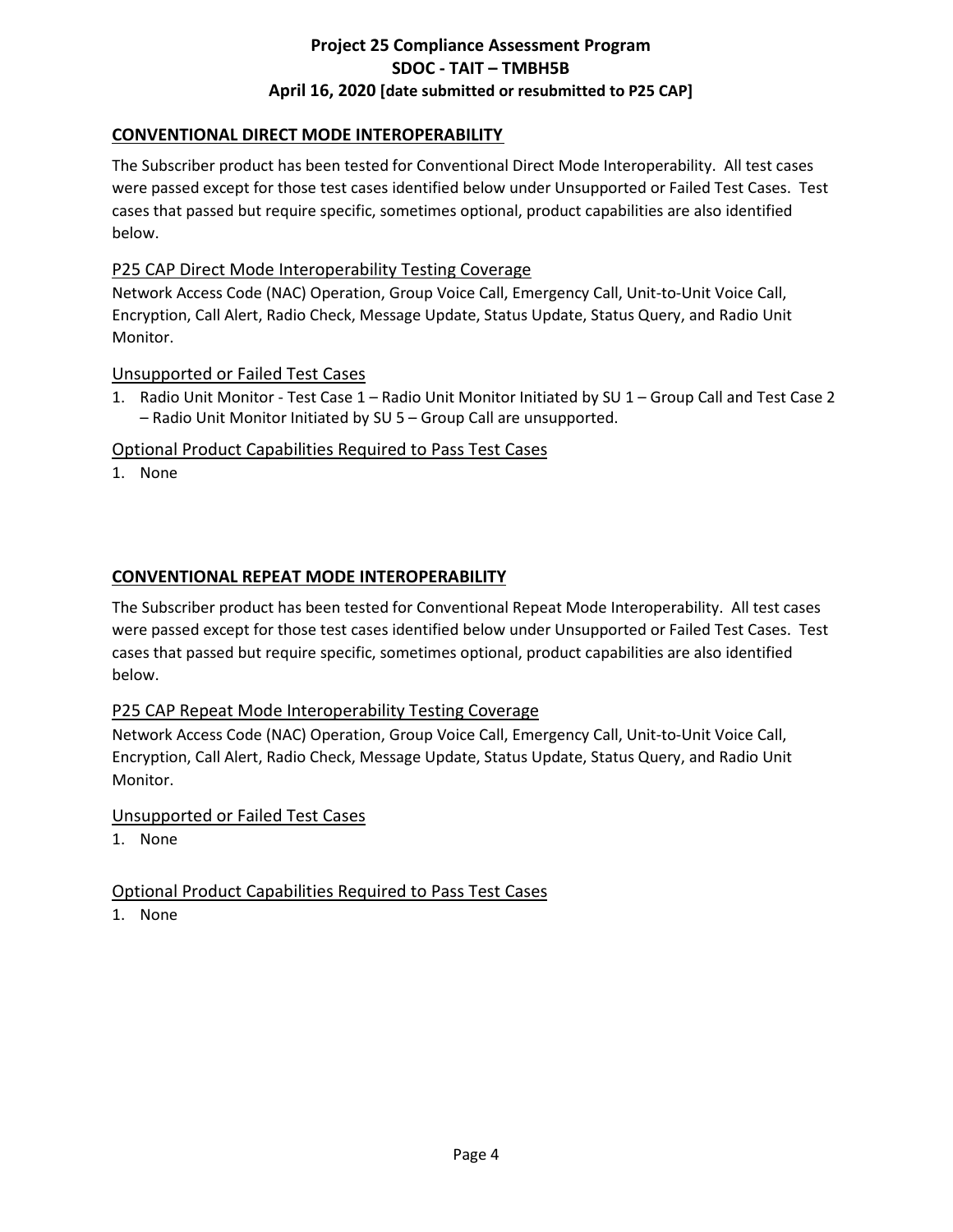## CONVENTIONAL DIRECT MODE INTEROPERABILITY

The Subscriber product has been tested for Conventional Direct Mode Interoperability. All test cases were passed except for those test cases identified below under Unsupported or Failed Test Cases. Test cases that passed but require specific, sometimes optional, product capabilities are also identified below.

### P25 CAP Direct Mode Interoperability Testing Coverage

Network Access Code (NAC) Operation, Group Voice Call, Emergency Call, Unit-to-Unit Voice Call, Encryption, Call Alert, Radio Check, Message Update, Status Update, Status Query, and Radio Unit Monitor.

### Unsupported or Failed Test Cases

1. Radio Unit Monitor - Test Case 1 – Radio Unit Monitor Initiated by SU 1 – Group Call and Test Case 2 – Radio Unit Monitor Initiated by SU 5 – Group Call are unsupported.

### Optional Product Capabilities Required to Pass Test Cases

1. None

## CONVENTIONAL REPEAT MODE INTEROPERABILITY

The Subscriber product has been tested for Conventional Repeat Mode Interoperability. All test cases were passed except for those test cases identified below under Unsupported or Failed Test Cases. Test cases that passed but require specific, sometimes optional, product capabilities are also identified below.

### P25 CAP Repeat Mode Interoperability Testing Coverage

Network Access Code (NAC) Operation, Group Voice Call, Emergency Call, Unit-to-Unit Voice Call, Encryption, Call Alert, Radio Check, Message Update, Status Update, Status Query, and Radio Unit Monitor.

### Unsupported or Failed Test Cases

1. None

### Optional Product Capabilities Required to Pass Test Cases

1. None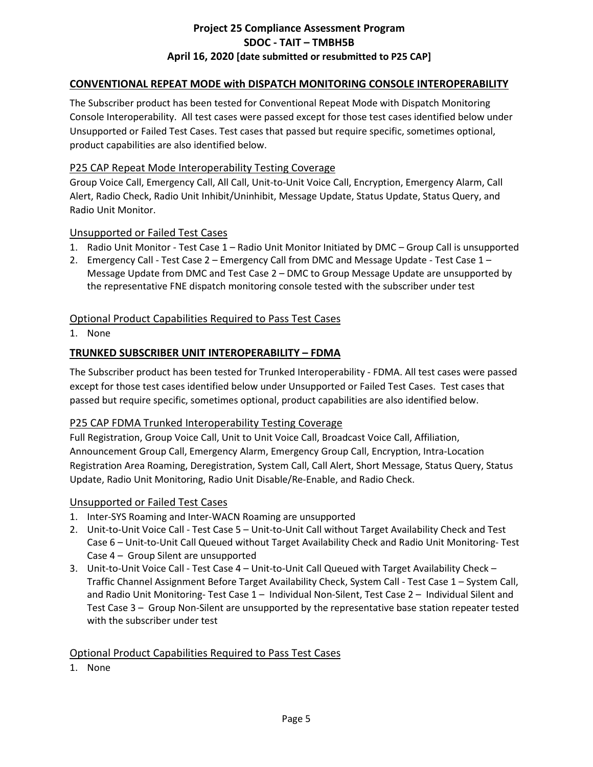## CONVENTIONAL REPEAT MODE with DISPATCH MONITORING CONSOLE INTEROPERABILITY

The Subscriber product has been tested for Conventional Repeat Mode with Dispatch Monitoring Console Interoperability. All test cases were passed except for those test cases identified below under Unsupported or Failed Test Cases. Test cases that passed but require specific, sometimes optional, product capabilities are also identified below.

### P25 CAP Repeat Mode Interoperability Testing Coverage

Group Voice Call, Emergency Call, All Call, Unit-to-Unit Voice Call, Encryption, Emergency Alarm, Call Alert, Radio Check, Radio Unit Inhibit/Uninhibit, Message Update, Status Update, Status Query, and Radio Unit Monitor.

### Unsupported or Failed Test Cases

1. Radio Unit Monitor - Test Case 1 – Radio Unit Monitor Initiated by DMC – Group Call is unsupported
2. Emergency Call - Test Case 2 – Emergency Call from DMC and Message Update - Test Case 1 – Message Update from DMC and Test Case 2 – DMC to Group Message Update are unsupported by the representative FNE dispatch monitoring console tested with the subscriber under test

### Optional Product Capabilities Required to Pass Test Cases

1. None

## TRUNKED SUBSCRIBER UNIT INTEROPERABILITY – FDMA

The Subscriber product has been tested for Trunked Interoperability - FDMA. All test cases were passed except for those test cases identified below under Unsupported or Failed Test Cases. Test cases that passed but require specific, sometimes optional, product capabilities are also identified below.

### P25 CAP FDMA Trunked Interoperability Testing Coverage

Full Registration, Group Voice Call, Unit to Unit Voice Call, Broadcast Voice Call, Affiliation, Announcement Group Call, Emergency Alarm, Emergency Group Call, Encryption, Intra-Location Registration Area Roaming, Deregistration, System Call, Call Alert, Short Message, Status Query, Status Update, Radio Unit Monitoring, Radio Unit Disable/Re-Enable, and Radio Check.

### Unsupported or Failed Test Cases

1. Inter-SYS Roaming and Inter-WACN Roaming are unsupported
2. Unit-to-Unit Voice Call - Test Case 5 – Unit-to-Unit Call without Target Availability Check and Test Case 6 – Unit-to-Unit Call Queued without Target Availability Check and Radio Unit Monitoring- Test Case 4 – Group Silent are unsupported
3. Unit-to-Unit Voice Call - Test Case 4 – Unit-to-Unit Call Queued with Target Availability Check – Traffic Channel Assignment Before Target Availability Check, System Call - Test Case 1 – System Call, and Radio Unit Monitoring- Test Case 1 – Individual Non-Silent, Test Case 2 – Individual Silent and Test Case 3 – Group Non-Silent are unsupported by the representative base station repeater tested with the subscriber under test

### Optional Product Capabilities Required to Pass Test Cases

1. None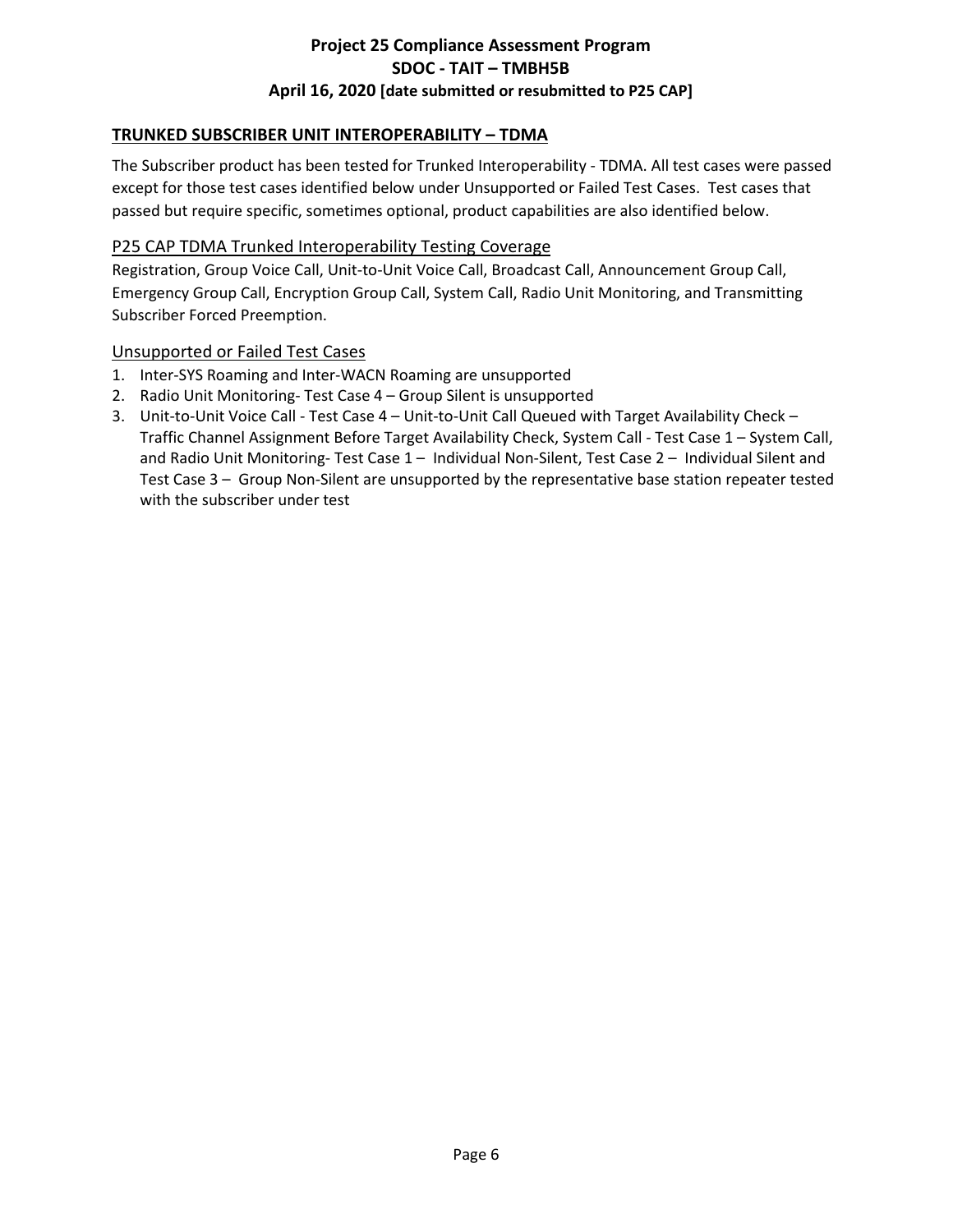## TRUNKED SUBSCRIBER UNIT INTEROPERABILITY – TDMA

The Subscriber product has been tested for Trunked Interoperability - TDMA. All test cases were passed except for those test cases identified below under Unsupported or Failed Test Cases. Test cases that passed but require specific, sometimes optional, product capabilities are also identified below.

### P25 CAP TDMA Trunked Interoperability Testing Coverage

Registration, Group Voice Call, Unit-to-Unit Voice Call, Broadcast Call, Announcement Group Call, Emergency Group Call, Encryption Group Call, System Call, Radio Unit Monitoring, and Transmitting Subscriber Forced Preemption.

### Unsupported or Failed Test Cases

1. Inter-SYS Roaming and Inter-WACN Roaming are unsupported
2. Radio Unit Monitoring- Test Case 4 – Group Silent is unsupported
3. Unit-to-Unit Voice Call - Test Case 4 – Unit-to-Unit Call Queued with Target Availability Check – Traffic Channel Assignment Before Target Availability Check, System Call - Test Case 1 – System Call, and Radio Unit Monitoring- Test Case 1 – Individual Non-Silent, Test Case 2 – Individual Silent and Test Case 3 – Group Non-Silent are unsupported by the representative base station repeater tested with the subscriber under test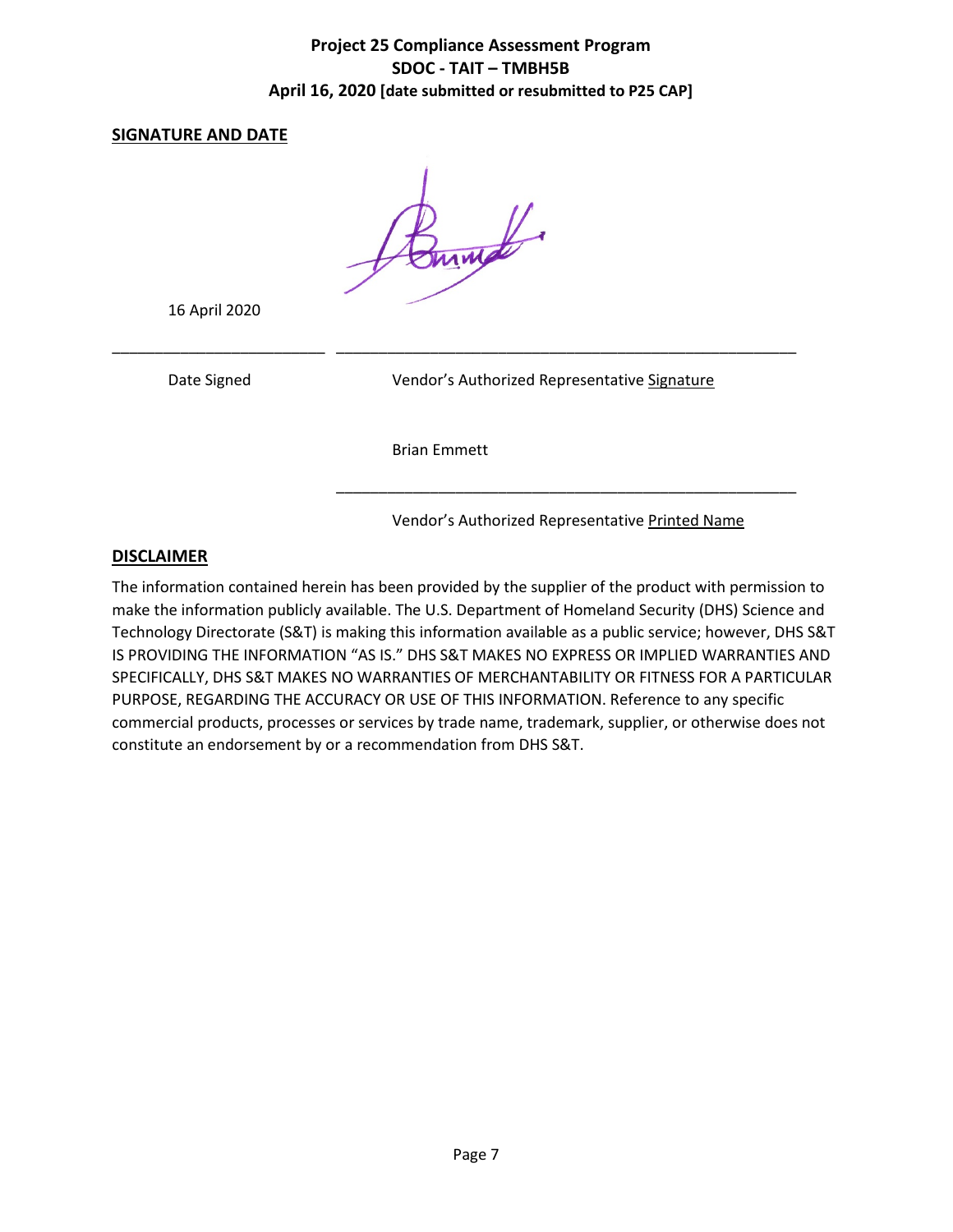**SIGNATURE AND DATE**

16 April 2020

\_\_\_\_\_\_\_\_\_\_\_\_\_\_\_\_\_\_\_\_\_\_\_\_\_ \_\_\_\_\_\_\_\_\_\_\_\_\_\_\_\_\_\_\_\_\_\_\_\_\_\_\_\_\_\_\_\_\_\_\_\_\_\_\_\_\_\_\_\_\_\_\_\_\_\_\_\_\_\_

Date Signed                    Vendor's Authorized Representative Signature

Brian Emmett

\_\_\_\_\_\_\_\_\_\_\_\_\_\_\_\_\_\_\_\_\_\_\_\_\_\_\_\_\_\_\_\_\_\_\_\_\_\_\_\_\_\_\_\_\_\_\_\_\_\_\_\_\_\_

Vendor's Authorized Representative Printed Name

**DISCLAIMER**

The information contained herein has been provided by the supplier of the product with permission to make the information publicly available. The U.S. Department of Homeland Security (DHS) Science and Technology Directorate (S&T) is making this information available as a public service; however, DHS S&T IS PROVIDING THE INFORMATION "AS IS." DHS S&T MAKES NO EXPRESS OR IMPLIED WARRANTIES AND SPECIFICALLY, DHS S&T MAKES NO WARRANTIES OF MERCHANTABILITY OR FITNESS FOR A PARTICULAR PURPOSE, REGARDING THE ACCURACY OR USE OF THIS INFORMATION. Reference to any specific commercial products, processes or services by trade name, trademark, supplier, or otherwise does not constitute an endorsement by or a recommendation from DHS S&T.